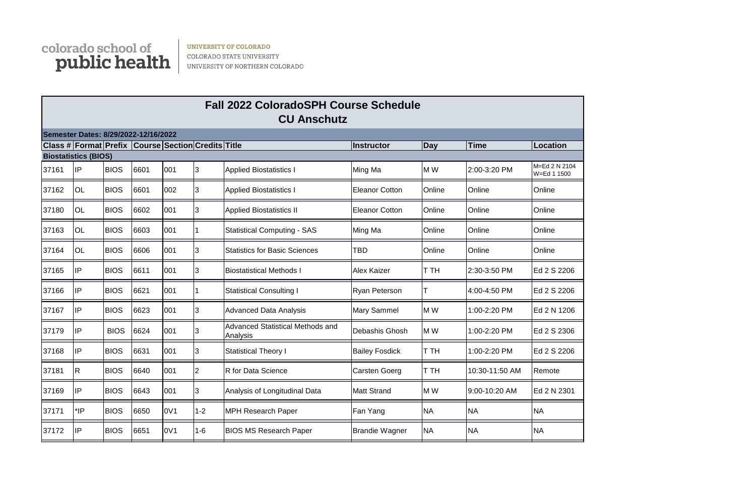colorado school of **public health**

UNIVERSITY OF COLORADO
COLORADO STATE UNIVERSITY
UNIVERSITY OF NORTHERN COLORADO

# Fall 2022 ColoradoSPH Course Schedule

## CU Anschutz

**Semester Dates: 8/29/2022-12/16/2022**

| Class # | Format | Prefix | Course | Section | Credits | Title | Instructor | Day | Time | Location |
|---|---|---|---|---|---|---|---|---|---|---|
| **Biostatistics (BIOS)** | | | | | | | | | | |
| 37161 | IP | BIOS | 6601 | 001 | 3 | Applied Biostatistics I | Ming Ma | M W | 2:00-3:20 PM | M=Ed 2 N 2104 W=Ed 1 1500 |
| 37162 | OL | BIOS | 6601 | 002 | 3 | Applied Biostatistics I | Eleanor Cotton | Online | Online | Online |
| 37180 | OL | BIOS | 6602 | 001 | 3 | Applied Biostatistics II | Eleanor Cotton | Online | Online | Online |
| 37163 | OL | BIOS | 6603 | 001 | 1 | Statistical Computing - SAS | Ming Ma | Online | Online | Online |
| 37164 | OL | BIOS | 6606 | 001 | 3 | Statistics for Basic Sciences | TBD | Online | Online | Online |
| 37165 | IP | BIOS | 6611 | 001 | 3 | Biostatistical Methods I | Alex Kaizer | T TH | 2:30-3:50 PM | Ed 2 S 2206 |
| 37166 | IP | BIOS | 6621 | 001 | 1 | Statistical Consulting I | Ryan Peterson | T | 4:00-4:50 PM | Ed 2 S 2206 |
| 37167 | IP | BIOS | 6623 | 001 | 3 | Advanced Data Analysis | Mary Sammel | M W | 1:00-2:20 PM | Ed 2 N 1206 |
| 37179 | IP | BIOS | 6624 | 001 | 3 | Advanced Statistical Methods and Analysis | Debashis Ghosh | M W | 1:00-2:20 PM | Ed 2 S 2306 |
| 37168 | IP | BIOS | 6631 | 001 | 3 | Statistical Theory I | Bailey Fosdick | T TH | 1:00-2:20 PM | Ed 2 S 2206 |
| 37181 | R | BIOS | 6640 | 001 | 2 | R for Data Science | Carsten Goerg | T TH | 10:30-11:50 AM | Remote |
| 37169 | IP | BIOS | 6643 | 001 | 3 | Analysis of Longitudinal Data | Matt Strand | M W | 9:00-10:20 AM | Ed 2 N 2301 |
| 37171 | *IP | BIOS | 6650 | 0V1 | 1-2 | MPH Research Paper | Fan Yang | NA | NA | NA |
| 37172 | IP | BIOS | 6651 | 0V1 | 1-6 | BIOS MS Research Paper | Brandie Wagner | NA | NA | NA |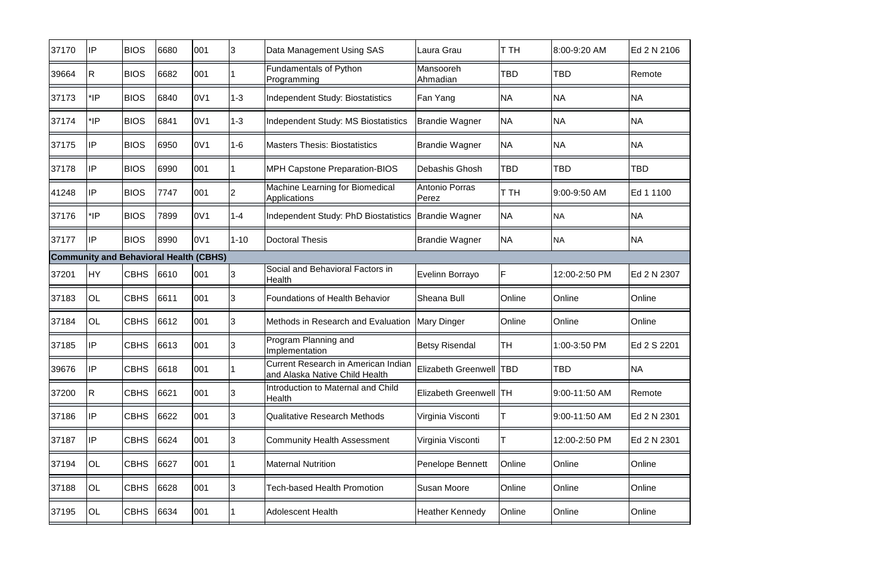| | | | | | | | | | | |
|---|---|---|---|---|---|---|---|---|---|---|
| 37170 | IP | BIOS | 6680 | 001 | 3 | Data Management Using SAS | Laura Grau | T TH | 8:00-9:20 AM | Ed 2 N 2106 |
| 39664 | R | BIOS | 6682 | 001 | 1 | Fundamentals of Python Programming | Mansooreh Ahmadian | TBD | TBD | Remote |
| 37173 | *IP | BIOS | 6840 | 0V1 | 1-3 | Independent Study: Biostatistics | Fan Yang | NA | NA | NA |
| 37174 | *IP | BIOS | 6841 | 0V1 | 1-3 | Independent Study: MS Biostatistics | Brandie Wagner | NA | NA | NA |
| 37175 | IP | BIOS | 6950 | 0V1 | 1-6 | Masters Thesis: Biostatistics | Brandie Wagner | NA | NA | NA |
| 37178 | IP | BIOS | 6990 | 001 | 1 | MPH Capstone Preparation-BIOS | Debashis Ghosh | TBD | TBD | TBD |
| 41248 | IP | BIOS | 7747 | 001 | 2 | Machine Learning for Biomedical Applications | Antonio Porras Perez | T TH | 9:00-9:50 AM | Ed 1 1100 |
| 37176 | *IP | BIOS | 7899 | 0V1 | 1-4 | Independent Study: PhD Biostatistics | Brandie Wagner | NA | NA | NA |
| 37177 | IP | BIOS | 8990 | 0V1 | 1-10 | Doctoral Thesis | Brandie Wagner | NA | NA | NA |
| **Community and Behavioral Health (CBHS)** | | | | | | | | | | |
| 37201 | HY | CBHS | 6610 | 001 | 3 | Social and Behavioral Factors in Health | Evelinn Borrayo | F | 12:00-2:50 PM | Ed 2 N 2307 |
| 37183 | OL | CBHS | 6611 | 001 | 3 | Foundations of Health Behavior | Sheana Bull | Online | Online | Online |
| 37184 | OL | CBHS | 6612 | 001 | 3 | Methods in Research and Evaluation | Mary Dinger | Online | Online | Online |
| 37185 | IP | CBHS | 6613 | 001 | 3 | Program Planning and Implementation | Betsy Risendal | TH | 1:00-3:50 PM | Ed 2 S 2201 |
| 39676 | IP | CBHS | 6618 | 001 | 1 | Current Research in American Indian and Alaska Native Child Health | Elizabeth Greenwell | TBD | TBD | NA |
| 37200 | R | CBHS | 6621 | 001 | 3 | Introduction to Maternal and Child Health | Elizabeth Greenwell | TH | 9:00-11:50 AM | Remote |
| 37186 | IP | CBHS | 6622 | 001 | 3 | Qualitative Research Methods | Virginia Visconti | T | 9:00-11:50 AM | Ed 2 N 2301 |
| 37187 | IP | CBHS | 6624 | 001 | 3 | Community Health Assessment | Virginia Visconti | T | 12:00-2:50 PM | Ed 2 N 2301 |
| 37194 | OL | CBHS | 6627 | 001 | 1 | Maternal Nutrition | Penelope Bennett | Online | Online | Online |
| 37188 | OL | CBHS | 6628 | 001 | 3 | Tech-based Health Promotion | Susan Moore | Online | Online | Online |
| 37195 | OL | CBHS | 6634 | 001 | 1 | Adolescent Health | Heather Kennedy | Online | Online | Online |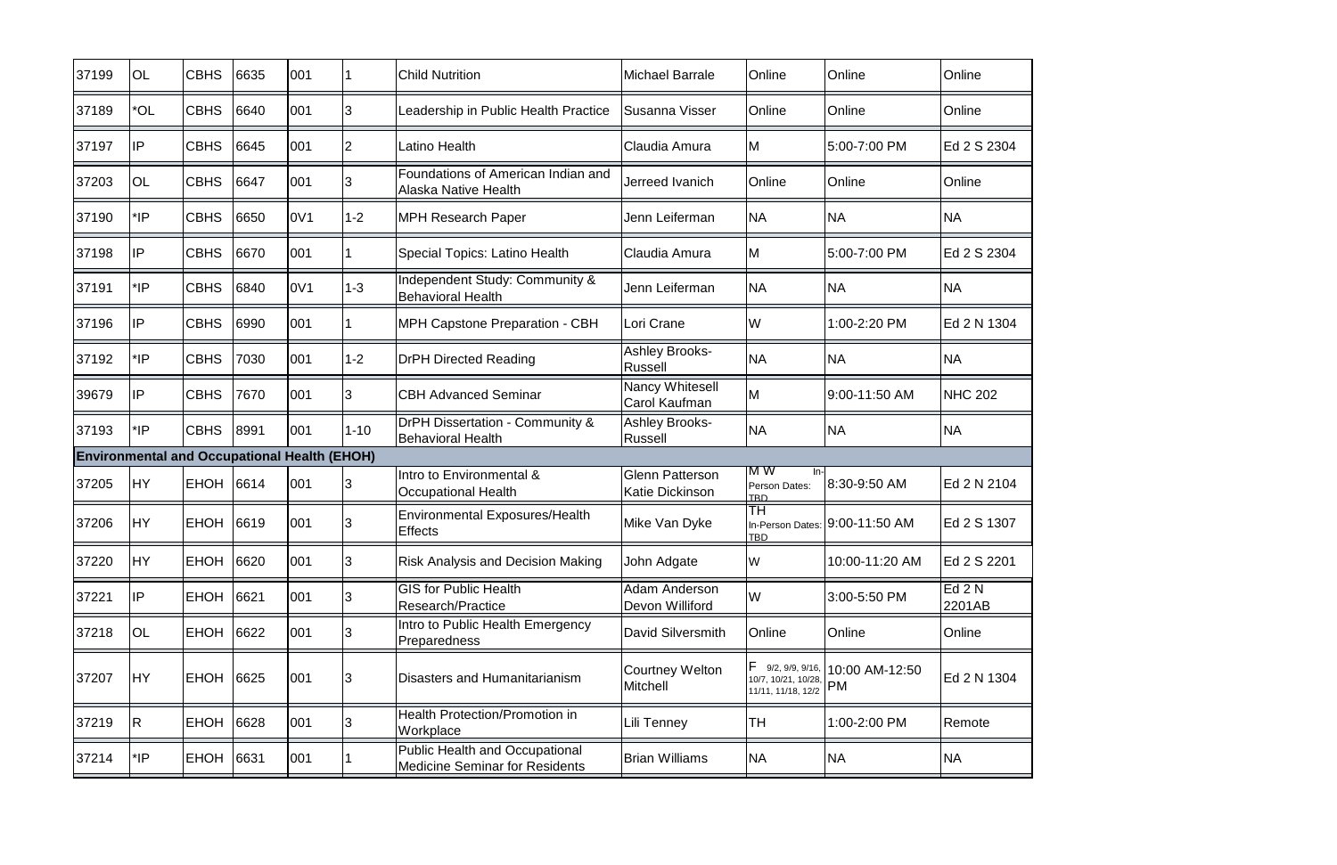| | | | | | | | | | | |
|---|---|---|---|---|---|---|---|---|---|---|
| 37199 | OL | CBHS | 6635 | 001 | 1 | Child Nutrition | Michael Barrale | Online | Online | Online |
| 37189 | *OL | CBHS | 6640 | 001 | 3 | Leadership in Public Health Practice | Susanna Visser | Online | Online | Online |
| 37197 | IP | CBHS | 6645 | 001 | 2 | Latino Health | Claudia Amura | M | 5:00-7:00 PM | Ed 2 S 2304 |
| 37203 | OL | CBHS | 6647 | 001 | 3 | Foundations of American Indian and Alaska Native Health | Jerreed Ivanich | Online | Online | Online |
| 37190 | *IP | CBHS | 6650 | 0V1 | 1-2 | MPH Research Paper | Jenn Leiferman | NA | NA | NA |
| 37198 | IP | CBHS | 6670 | 001 | 1 | Special Topics: Latino Health | Claudia Amura | M | 5:00-7:00 PM | Ed 2 S 2304 |
| 37191 | *IP | CBHS | 6840 | 0V1 | 1-3 | Independent Study: Community & Behavioral Health | Jenn Leiferman | NA | NA | NA |
| 37196 | IP | CBHS | 6990 | 001 | 1 | MPH Capstone Preparation - CBH | Lori Crane | W | 1:00-2:20 PM | Ed 2 N 1304 |
| 37192 | *IP | CBHS | 7030 | 001 | 1-2 | DrPH Directed Reading | Ashley Brooks-Russell | NA | NA | NA |
| 39679 | IP | CBHS | 7670 | 001 | 3 | CBH Advanced Seminar | Nancy Whitesell Carol Kaufman | M | 9:00-11:50 AM | NHC 202 |
| 37193 | *IP | CBHS | 8991 | 001 | 1-10 | DrPH Dissertation - Community & Behavioral Health | Ashley Brooks-Russell | NA | NA | NA |
| **Environmental and Occupational Health (EHOH)** | | | | | | | | | | |
| 37205 | HY | EHOH | 6614 | 001 | 3 | Intro to Environmental & Occupational Health | Glenn Patterson Katie Dickinson | M W In-Person Dates: TBD | 8:30-9:50 AM | Ed 2 N 2104 |
| 37206 | HY | EHOH | 6619 | 001 | 3 | Environmental Exposures/Health Effects | Mike Van Dyke | TH In-Person Dates: TBD | 9:00-11:50 AM | Ed 2 S 1307 |
| 37220 | HY | EHOH | 6620 | 001 | 3 | Risk Analysis and Decision Making | John Adgate | W | 10:00-11:20 AM | Ed 2 S 2201 |
| 37221 | IP | EHOH | 6621 | 001 | 3 | GIS for Public Health Research/Practice | Adam Anderson Devon Williford | W | 3:00-5:50 PM | Ed 2 N 2201AB |
| 37218 | OL | EHOH | 6622 | 001 | 3 | Intro to Public Health Emergency Preparedness | David Silversmith | Online | Online | Online |
| 37207 | HY | EHOH | 6625 | 001 | 3 | Disasters and Humanitarianism | Courtney Welton Mitchell | F 9/2, 9/9, 9/16, 10/7, 10/21, 10/28, 11/11, 11/18, 12/2 | 10:00 AM-12:50 PM | Ed 2 N 1304 |
| 37219 | R | EHOH | 6628 | 001 | 3 | Health Protection/Promotion in Workplace | Lili Tenney | TH | 1:00-2:00 PM | Remote |
| 37214 | *IP | EHOH | 6631 | 001 | 1 | Public Health and Occupational Medicine Seminar for Residents | Brian Williams | NA | NA | NA |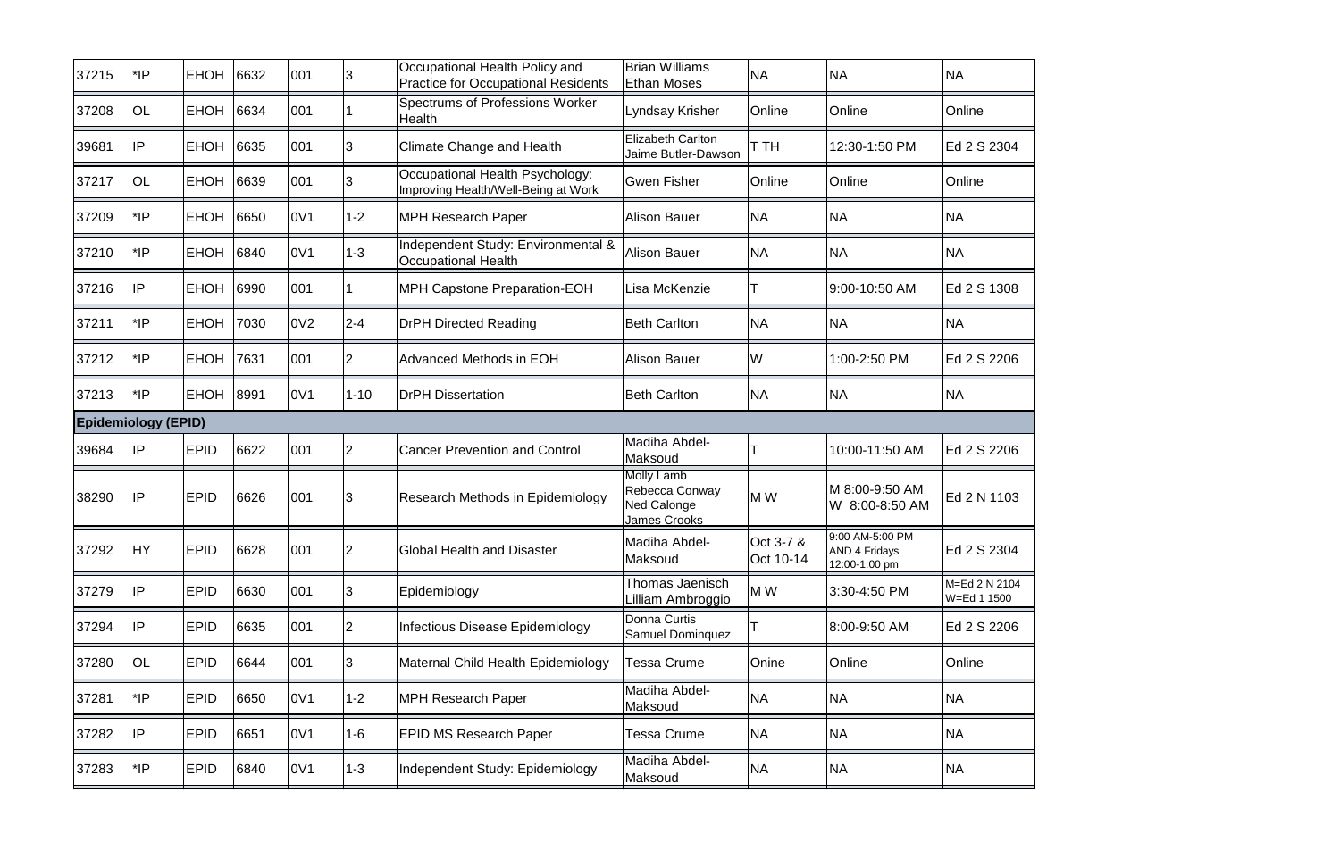| | | | | | | | | | | |
|---|---|---|---|---|---|---|---|---|---|---|
| 37215 | *IP | EHOH | 6632 | 001 | 3 | Occupational Health Policy and Practice for Occupational Residents | Brian Williams Ethan Moses | NA | NA | NA |
| 37208 | OL | EHOH | 6634 | 001 | 1 | Spectrums of Professions Worker Health | Lyndsay Krisher | Online | Online | Online |
| 39681 | IP | EHOH | 6635 | 001 | 3 | Climate Change and Health | Elizabeth Carlton Jaime Butler-Dawson | T TH | 12:30-1:50 PM | Ed 2 S 2304 |
| 37217 | OL | EHOH | 6639 | 001 | 3 | Occupational Health Psychology: Improving Health/Well-Being at Work | Gwen Fisher | Online | Online | Online |
| 37209 | *IP | EHOH | 6650 | 0V1 | 1-2 | MPH Research Paper | Alison Bauer | NA | NA | NA |
| 37210 | *IP | EHOH | 6840 | 0V1 | 1-3 | Independent Study: Environmental & Occupational Health | Alison Bauer | NA | NA | NA |
| 37216 | IP | EHOH | 6990 | 001 | 1 | MPH Capstone Preparation-EOH | Lisa McKenzie | T | 9:00-10:50 AM | Ed 2 S 1308 |
| 37211 | *IP | EHOH | 7030 | 0V2 | 2-4 | DrPH Directed Reading | Beth Carlton | NA | NA | NA |
| 37212 | *IP | EHOH | 7631 | 001 | 2 | Advanced Methods in EOH | Alison Bauer | W | 1:00-2:50 PM | Ed 2 S 2206 |
| 37213 | *IP | EHOH | 8991 | 0V1 | 1-10 | DrPH Dissertation | Beth Carlton | NA | NA | NA |
| **Epidemiology (EPID)** | | | | | | | | | | |
| 39684 | IP | EPID | 6622 | 001 | 2 | Cancer Prevention and Control | Madiha Abdel-Maksoud | T | 10:00-11:50 AM | Ed 2 S 2206 |
| 38290 | IP | EPID | 6626 | 001 | 3 | Research Methods in Epidemiology | Molly Lamb Rebecca Conway Ned Calonge James Crooks | M W | M 8:00-9:50 AM W 8:00-8:50 AM | Ed 2 N 1103 |
| 37292 | HY | EPID | 6628 | 001 | 2 | Global Health and Disaster | Madiha Abdel-Maksoud | Oct 3-7 & Oct 10-14 | 9:00 AM-5:00 PM AND 4 Fridays 12:00-1:00 pm | Ed 2 S 2304 |
| 37279 | IP | EPID | 6630 | 001 | 3 | Epidemiology | Thomas Jaenisch Lilliam Ambroggio | M W | 3:30-4:50 PM | M=Ed 2 N 2104 W=Ed 1 1500 |
| 37294 | IP | EPID | 6635 | 001 | 2 | Infectious Disease Epidemiology | Donna Curtis Samuel Dominquez | T | 8:00-9:50 AM | Ed 2 S 2206 |
| 37280 | OL | EPID | 6644 | 001 | 3 | Maternal Child Health Epidemiology | Tessa Crume | Onine | Online | Online |
| 37281 | *IP | EPID | 6650 | 0V1 | 1-2 | MPH Research Paper | Madiha Abdel-Maksoud | NA | NA | NA |
| 37282 | IP | EPID | 6651 | 0V1 | 1-6 | EPID MS Research Paper | Tessa Crume | NA | NA | NA |
| 37283 | *IP | EPID | 6840 | 0V1 | 1-3 | Independent Study: Epidemiology | Madiha Abdel-Maksoud | NA | NA | NA |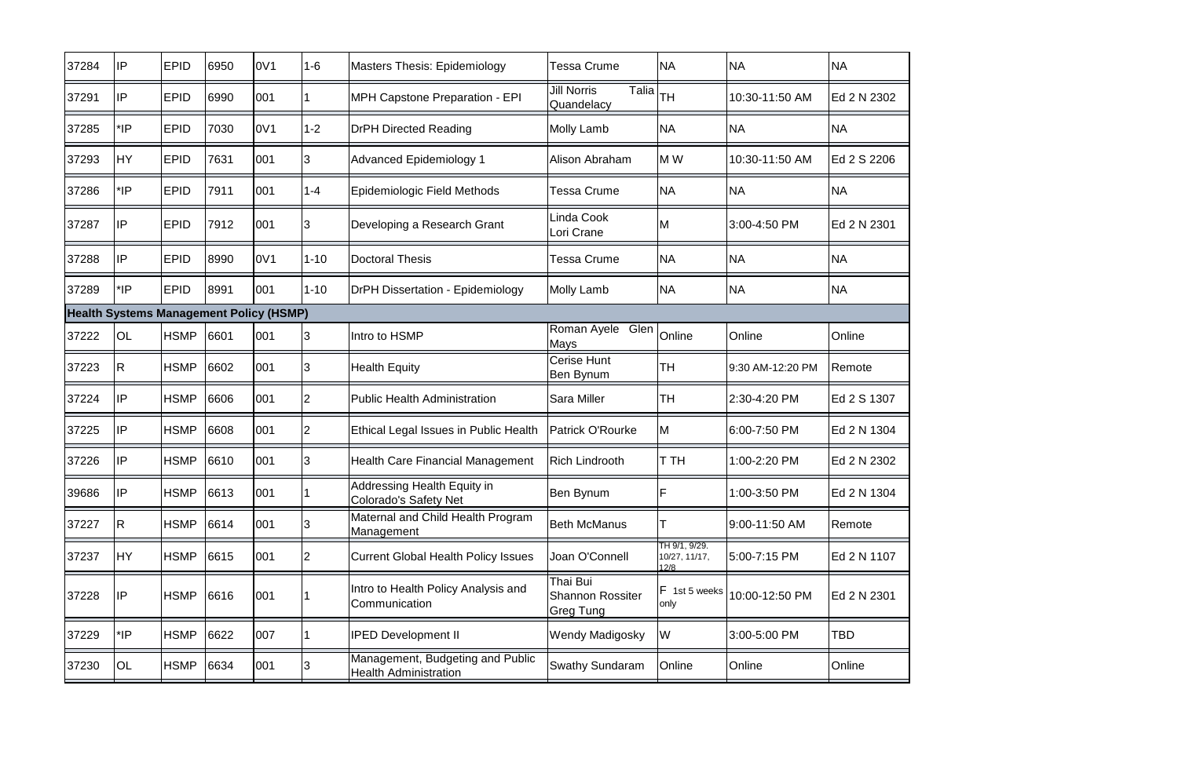| | | | | | | | | | | |
|---|---|---|---|---|---|---|---|---|---|---|
| 37284 | IP | EPID | 6950 | 0V1 | 1-6 | Masters Thesis: Epidemiology | Tessa Crume | NA | NA | NA |
| 37291 | IP | EPID | 6990 | 001 | 1 | MPH Capstone Preparation - EPI | Jill Norris Talia Quandelacy | TH | 10:30-11:50 AM | Ed 2 N 2302 |
| 37285 | *IP | EPID | 7030 | 0V1 | 1-2 | DrPH Directed Reading | Molly Lamb | NA | NA | NA |
| 37293 | HY | EPID | 7631 | 001 | 3 | Advanced Epidemiology 1 | Alison Abraham | M W | 10:30-11:50 AM | Ed 2 S 2206 |
| 37286 | *IP | EPID | 7911 | 001 | 1-4 | Epidemiologic Field Methods | Tessa Crume | NA | NA | NA |
| 37287 | IP | EPID | 7912 | 001 | 3 | Developing a Research Grant | Linda Cook Lori Crane | M | 3:00-4:50 PM | Ed 2 N 2301 |
| 37288 | IP | EPID | 8990 | 0V1 | 1-10 | Doctoral Thesis | Tessa Crume | NA | NA | NA |
| 37289 | *IP | EPID | 8991 | 001 | 1-10 | DrPH Dissertation - Epidemiology | Molly Lamb | NA | NA | NA |
| **Health Systems Management Policy (HSMP)** | | | | | | | | | | |
| 37222 | OL | HSMP | 6601 | 001 | 3 | Intro to HSMP | Roman Ayele Glen Mays | Online | Online | Online |
| 37223 | R | HSMP | 6602 | 001 | 3 | Health Equity | Cerise Hunt Ben Bynum | TH | 9:30 AM-12:20 PM | Remote |
| 37224 | IP | HSMP | 6606 | 001 | 2 | Public Health Administration | Sara Miller | TH | 2:30-4:20 PM | Ed 2 S 1307 |
| 37225 | IP | HSMP | 6608 | 001 | 2 | Ethical Legal Issues in Public Health | Patrick O'Rourke | M | 6:00-7:50 PM | Ed 2 N 1304 |
| 37226 | IP | HSMP | 6610 | 001 | 3 | Health Care Financial Management | Rich Lindrooth | T TH | 1:00-2:20 PM | Ed 2 N 2302 |
| 39686 | IP | HSMP | 6613 | 001 | 1 | Addressing Health Equity in Colorado's Safety Net | Ben Bynum | F | 1:00-3:50 PM | Ed 2 N 1304 |
| 37227 | R | HSMP | 6614 | 001 | 3 | Maternal and Child Health Program Management | Beth McManus | T | 9:00-11:50 AM | Remote |
| 37237 | HY | HSMP | 6615 | 001 | 2 | Current Global Health Policy Issues | Joan O'Connell | TH 9/1, 9/29. 10/27, 11/17, 12/8 | 5:00-7:15 PM | Ed 2 N 1107 |
| 37228 | IP | HSMP | 6616 | 001 | 1 | Intro to Health Policy Analysis and Communication | Thai Bui Shannon Rossiter Greg Tung | F 1st 5 weeks only | 10:00-12:50 PM | Ed 2 N 2301 |
| 37229 | *IP | HSMP | 6622 | 007 | 1 | IPED Development II | Wendy Madigosky | W | 3:00-5:00 PM | TBD |
| 37230 | OL | HSMP | 6634 | 001 | 3 | Management, Budgeting and Public Health Administration | Swathy Sundaram | Online | Online | Online |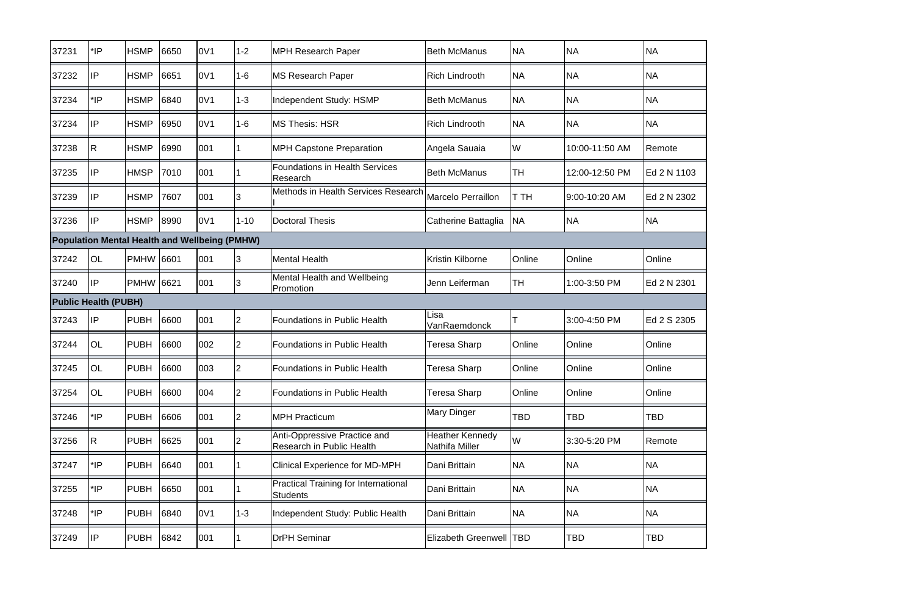| | | | | | | | | | | |
|---|---|---|---|---|---|---|---|---|---|---|
| 37231 | *IP | HSMP | 6650 | 0V1 | 1-2 | MPH Research Paper | Beth McManus | NA | NA | NA |
| 37232 | IP | HSMP | 6651 | 0V1 | 1-6 | MS Research Paper | Rich Lindrooth | NA | NA | NA |
| 37234 | *IP | HSMP | 6840 | 0V1 | 1-3 | Independent Study: HSMP | Beth McManus | NA | NA | NA |
| 37234 | IP | HSMP | 6950 | 0V1 | 1-6 | MS Thesis: HSR | Rich Lindrooth | NA | NA | NA |
| 37238 | R | HSMP | 6990 | 001 | 1 | MPH Capstone Preparation | Angela Sauaia | W | 10:00-11:50 AM | Remote |
| 37235 | IP | HMSP | 7010 | 001 | 1 | Foundations in Health Services Research | Beth McManus | TH | 12:00-12:50 PM | Ed 2 N 1103 |
| 37239 | IP | HSMP | 7607 | 001 | 3 | Methods in Health Services Research I | Marcelo Perraillon | T TH | 9:00-10:20 AM | Ed 2 N 2302 |
| 37236 | IP | HSMP | 8990 | 0V1 | 1-10 | Doctoral Thesis | Catherine Battaglia | NA | NA | NA |
| **Population Mental Health and Wellbeing (PMHW)** | | | | | | | | | | |
| 37242 | OL | PMHW | 6601 | 001 | 3 | Mental Health | Kristin Kilborne | Online | Online | Online |
| 37240 | IP | PMHW | 6621 | 001 | 3 | Mental Health and Wellbeing Promotion | Jenn Leiferman | TH | 1:00-3:50 PM | Ed 2 N 2301 |
| **Public Health (PUBH)** | | | | | | | | | | |
| 37243 | IP | PUBH | 6600 | 001 | 2 | Foundations in Public Health | Lisa VanRaemdonck | T | 3:00-4:50 PM | Ed 2 S 2305 |
| 37244 | OL | PUBH | 6600 | 002 | 2 | Foundations in Public Health | Teresa Sharp | Online | Online | Online |
| 37245 | OL | PUBH | 6600 | 003 | 2 | Foundations in Public Health | Teresa Sharp | Online | Online | Online |
| 37254 | OL | PUBH | 6600 | 004 | 2 | Foundations in Public Health | Teresa Sharp | Online | Online | Online |
| 37246 | *IP | PUBH | 6606 | 001 | 2 | MPH Practicum | Mary Dinger | TBD | TBD | TBD |
| 37256 | R | PUBH | 6625 | 001 | 2 | Anti-Oppressive Practice and Research in Public Health | Heather Kennedy Nathifa Miller | W | 3:30-5:20 PM | Remote |
| 37247 | *IP | PUBH | 6640 | 001 | 1 | Clinical Experience for MD-MPH | Dani Brittain | NA | NA | NA |
| 37255 | *IP | PUBH | 6650 | 001 | 1 | Practical Training for International Students | Dani Brittain | NA | NA | NA |
| 37248 | *IP | PUBH | 6840 | 0V1 | 1-3 | Independent Study: Public Health | Dani Brittain | NA | NA | NA |
| 37249 | IP | PUBH | 6842 | 001 | 1 | DrPH Seminar | Elizabeth Greenwell | TBD | TBD | TBD |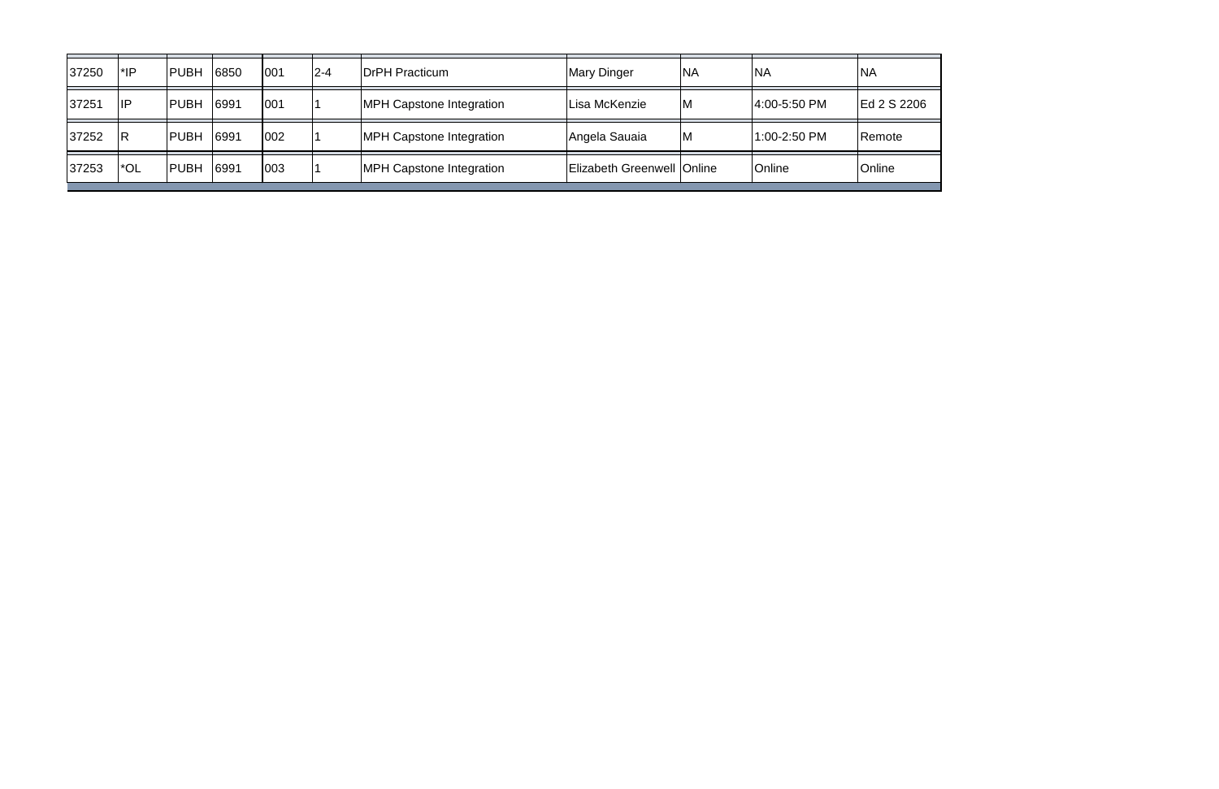| | | | | | | | | | | |
|---|---|---|---|---|---|---|---|---|---|---|
| 37250 | *IP | PUBH | 6850 | 001 | 2-4 | DrPH Practicum | Mary Dinger | NA | NA | NA |
| 37251 | IP | PUBH | 6991 | 001 | 1 | MPH Capstone Integration | Lisa McKenzie | M | 4:00-5:50 PM | Ed 2 S 2206 |
| 37252 | R | PUBH | 6991 | 002 | 1 | MPH Capstone Integration | Angela Sauaia | M | 1:00-2:50 PM | Remote |
| 37253 | *OL | PUBH | 6991 | 003 | 1 | MPH Capstone Integration | Elizabeth Greenwell | Online | Online | Online |